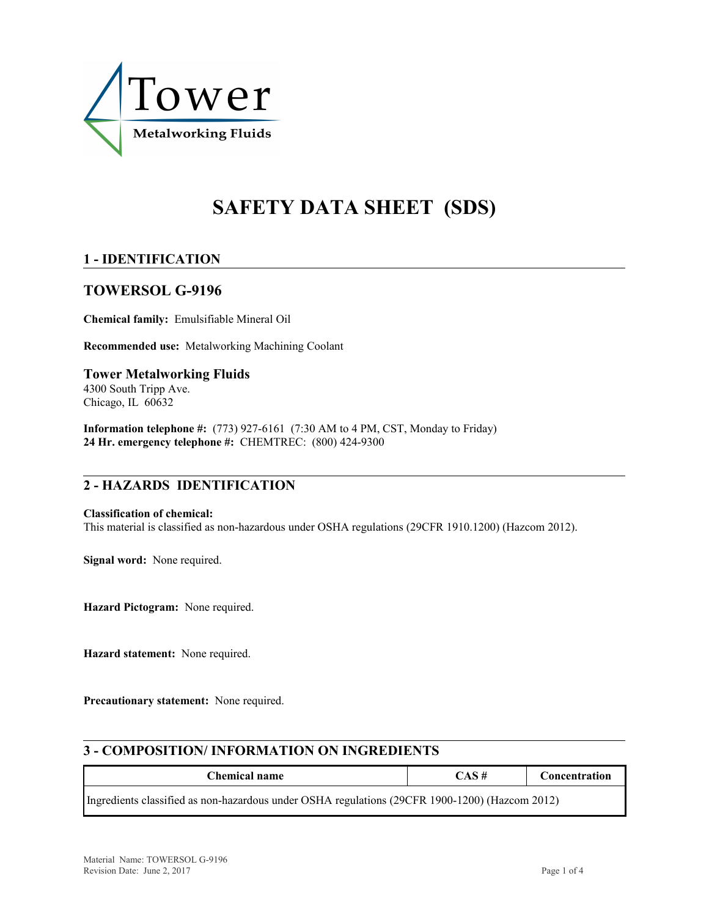Tower

Metalworking Fluids

# SAFETY DATA SHEET (SDS)

## 1 - IDENTIFICATION

### TOWERSOL G-9196

**Chemical family:** Emulsifiable Mineral Oil

**Recommended use:** Metalworking Machining Coolant

### Tower Metalworking Fluids

4300 South Tripp Ave.
Chicago, IL 60632

**Information telephone #:** (773) 927-6161 (7:30 AM to 4 PM, CST, Monday to Friday)
**24 Hr. emergency telephone #:** CHEMTREC: (800) 424-9300

## 2 - HAZARDS IDENTIFICATION

**Classification of chemical:**
This material is classified as non-hazardous under OSHA regulations (29CFR 1910.1200) (Hazcom 2012).

**Signal word:** None required.

**Hazard Pictogram:** None required.

**Hazard statement:** None required.

**Precautionary statement:** None required.

## 3 - COMPOSITION/ INFORMATION ON INGREDIENTS

| Chemical name | CAS # | Concentration |
| --- | --- | --- |
| Ingredients classified as non-hazardous under OSHA regulations (29CFR 1900-1200) (Hazcom 2012) | | |

Material Name: TOWERSOL G-9196
Revision Date: June 2, 2017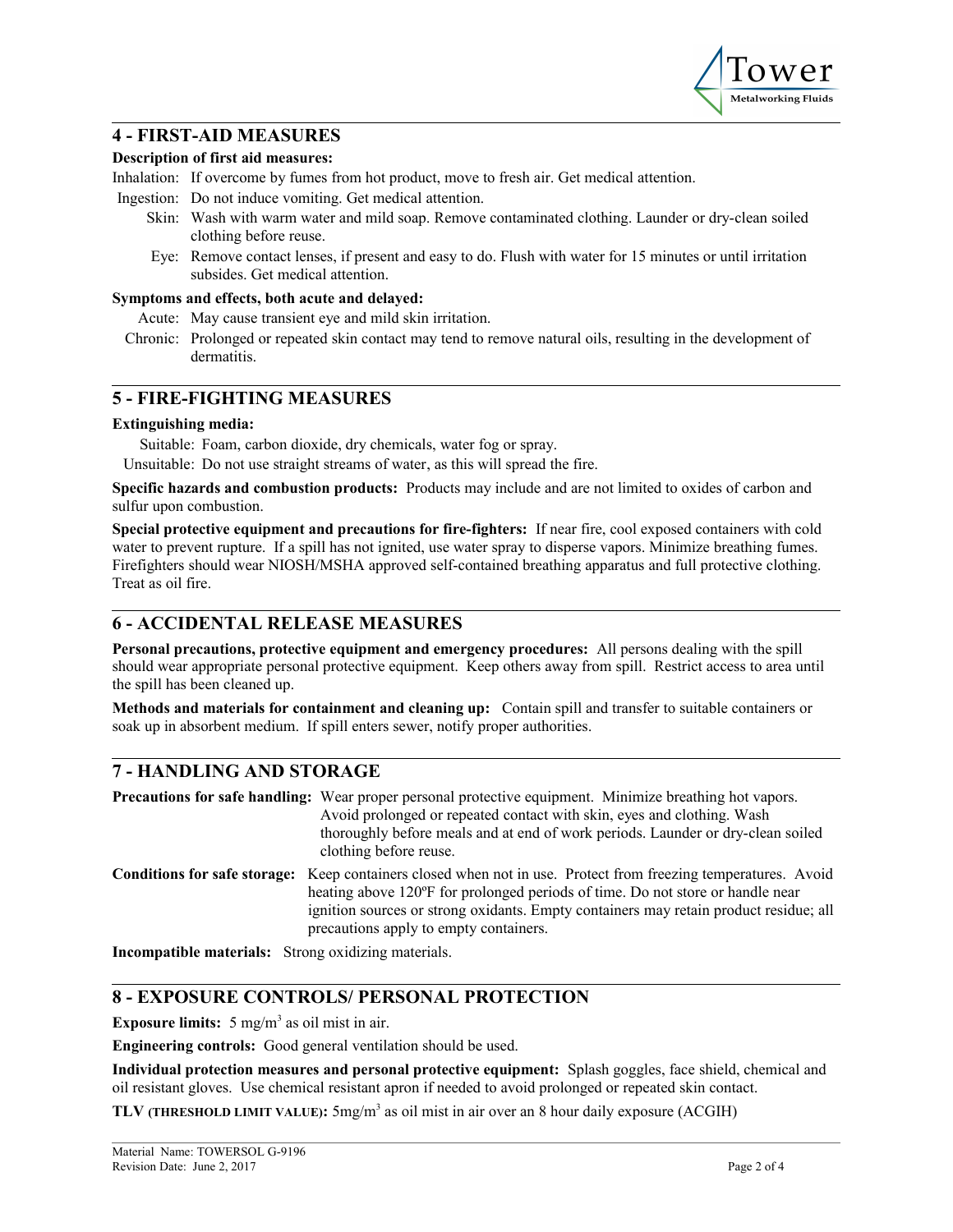## 4 - FIRST-AID MEASURES

**Description of first aid measures:**

Inhalation: If overcome by fumes from hot product, move to fresh air. Get medical attention.

Ingestion: Do not induce vomiting. Get medical attention.

Skin: Wash with warm water and mild soap. Remove contaminated clothing. Launder or dry-clean soiled clothing before reuse.

Eye: Remove contact lenses, if present and easy to do. Flush with water for 15 minutes or until irritation subsides. Get medical attention.

**Symptoms and effects, both acute and delayed:**

Acute: May cause transient eye and mild skin irritation.

Chronic: Prolonged or repeated skin contact may tend to remove natural oils, resulting in the development of dermatitis.

## 5 - FIRE-FIGHTING MEASURES

**Extinguishing media:**

Suitable: Foam, carbon dioxide, dry chemicals, water fog or spray.

Unsuitable: Do not use straight streams of water, as this will spread the fire.

**Specific hazards and combustion products:** Products may include and are not limited to oxides of carbon and sulfur upon combustion.

**Special protective equipment and precautions for fire-fighters:** If near fire, cool exposed containers with cold water to prevent rupture. If a spill has not ignited, use water spray to disperse vapors. Minimize breathing fumes. Firefighters should wear NIOSH/MSHA approved self-contained breathing apparatus and full protective clothing. Treat as oil fire.

## 6 - ACCIDENTAL RELEASE MEASURES

**Personal precautions, protective equipment and emergency procedures:** All persons dealing with the spill should wear appropriate personal protective equipment. Keep others away from spill. Restrict access to area until the spill has been cleaned up.

**Methods and materials for containment and cleaning up:** Contain spill and transfer to suitable containers or soak up in absorbent medium. If spill enters sewer, notify proper authorities.

## 7 - HANDLING AND STORAGE

**Precautions for safe handling:** Wear proper personal protective equipment. Minimize breathing hot vapors. Avoid prolonged or repeated contact with skin, eyes and clothing. Wash thoroughly before meals and at end of work periods. Launder or dry-clean soiled clothing before reuse.

**Conditions for safe storage:** Keep containers closed when not in use. Protect from freezing temperatures. Avoid heating above 120ºF for prolonged periods of time. Do not store or handle near ignition sources or strong oxidants. Empty containers may retain product residue; all precautions apply to empty containers.

**Incompatible materials:** Strong oxidizing materials.

## 8 - EXPOSURE CONTROLS/ PERSONAL PROTECTION

**Exposure limits:** 5 $mg/m^3$ as oil mist in air.

**Engineering controls:** Good general ventilation should be used.

**Individual protection measures and personal protective equipment:** Splash goggles, face shield, chemical and oil resistant gloves. Use chemical resistant apron if needed to avoid prolonged or repeated skin contact.

**TLV (THRESHOLD LIMIT VALUE):** 5$mg/m^3$ as oil mist in air over an 8 hour daily exposure (ACGIH)

Material Name: TOWERSOL G-9196
Revision Date: June 2, 2017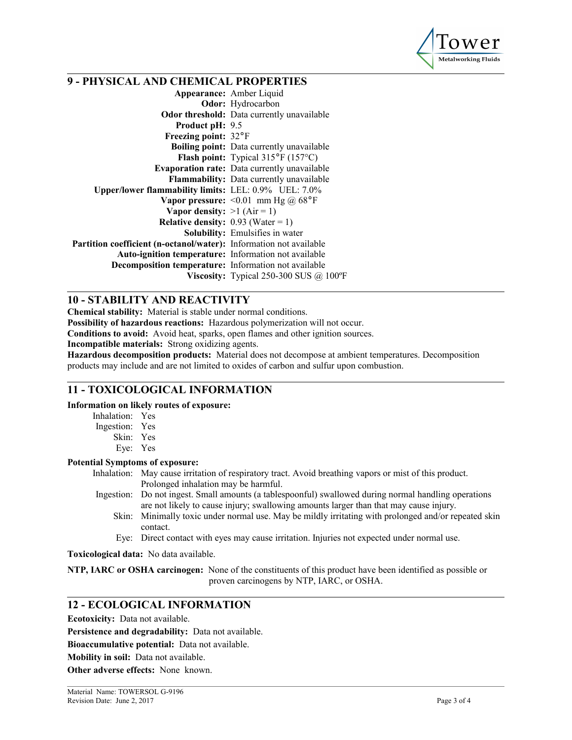## 9 - PHYSICAL AND CHEMICAL PROPERTIES

**Appearance:** Amber Liquid
**Odor:** Hydrocarbon
**Odor threshold:** Data currently unavailable
**Product pH:** 9.5
**Freezing point:** 32°F
**Boiling point:** Data currently unavailable
**Flash point:** Typical 315°F (157°C)
**Evaporation rate:** Data currently unavailable
**Flammability:** Data currently unavailable
**Upper/lower flammability limits:** LEL: 0.9% UEL: 7.0%
**Vapor pressure:** <0.01 mm Hg @ 68°F
**Vapor density:** >1 (Air = 1)
**Relative density:** 0.93 (Water = 1)
**Solubility:** Emulsifies in water
**Partition coefficient (n-octanol/water):** Information not available
**Auto-ignition temperature:** Information not available
**Decomposition temperature:** Information not available
**Viscosity:** Typical 250-300 SUS @ 100ºF

## 10 - STABILITY AND REACTIVITY

**Chemical stability:** Material is stable under normal conditions.
**Possibility of hazardous reactions:** Hazardous polymerization will not occur.
**Conditions to avoid:** Avoid heat, sparks, open flames and other ignition sources.
**Incompatible materials:** Strong oxidizing agents.
**Hazardous decomposition products:** Material does not decompose at ambient temperatures. Decomposition products may include and are not limited to oxides of carbon and sulfur upon combustion.

## 11 - TOXICOLOGICAL INFORMATION

**Information on likely routes of exposure:**

Inhalation: Yes
Ingestion: Yes
Skin: Yes
Eye: Yes

**Potential Symptoms of exposure:**

Inhalation: May cause irritation of respiratory tract. Avoid breathing vapors or mist of this product. Prolonged inhalation may be harmful.
Ingestion: Do not ingest. Small amounts (a tablespoonful) swallowed during normal handling operations are not likely to cause injury; swallowing amounts larger than that may cause injury.
Skin: Minimally toxic under normal use. May be mildly irritating with prolonged and/or repeated skin contact.
Eye: Direct contact with eyes may cause irritation. Injuries not expected under normal use.

**Toxicological data:** No data available.

**NTP, IARC or OSHA carcinogen:** None of the constituents of this product have been identified as possible or proven carcinogens by NTP, IARC, or OSHA.

## 12 - ECOLOGICAL INFORMATION

**Ecotoxicity:** Data not available.

**Persistence and degradability:** Data not available.

**Bioaccumulative potential:** Data not available.

**Mobility in soil:** Data not available.

**Other adverse effects:** None known.

Material Name: TOWERSOL G-9196
Revision Date: June 2, 2017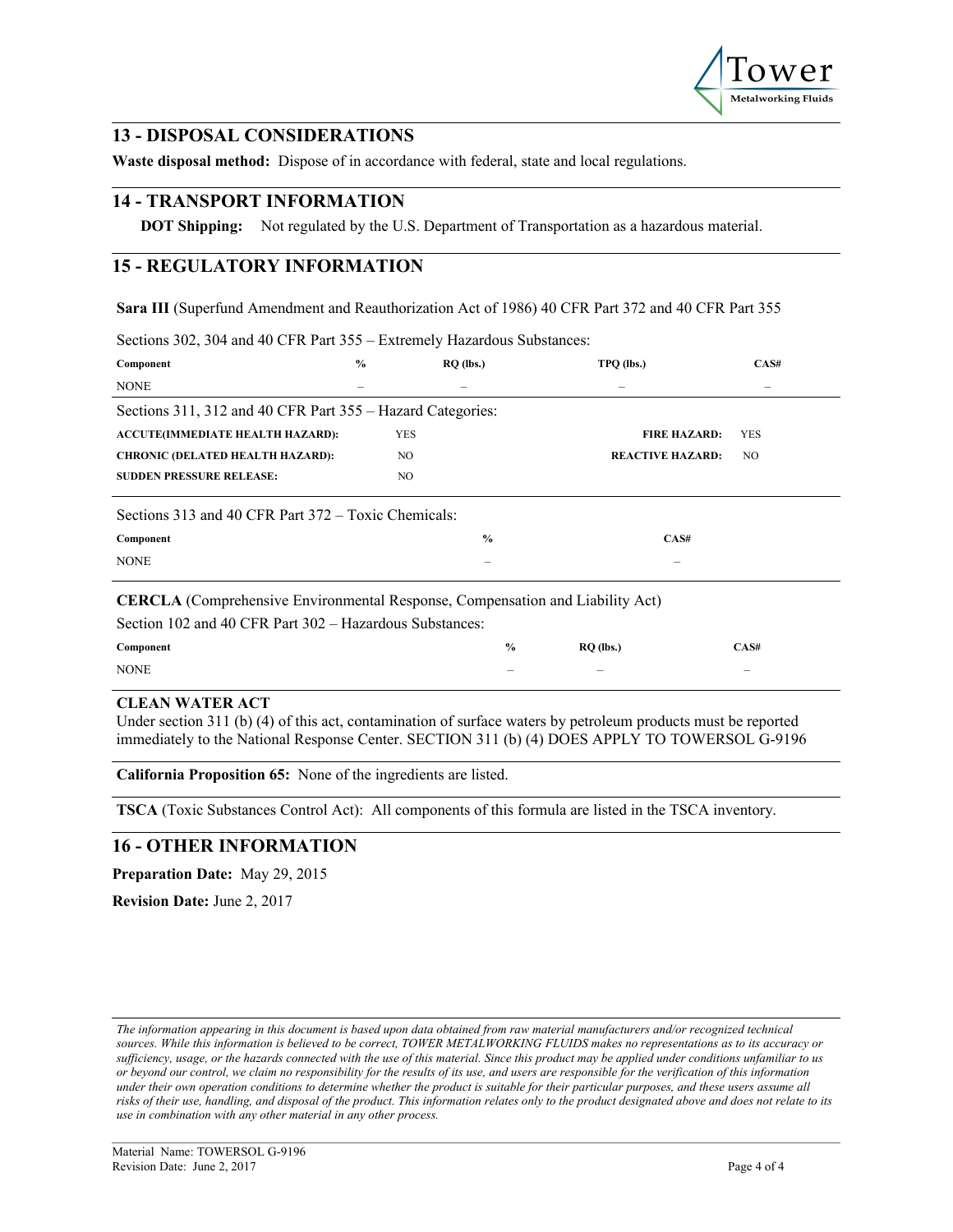## 13 - DISPOSAL CONSIDERATIONS

**Waste disposal method:** Dispose of in accordance with federal, state and local regulations.

## 14 - TRANSPORT INFORMATION

**DOT Shipping:** Not regulated by the U.S. Department of Transportation as a hazardous material.

## 15 - REGULATORY INFORMATION

**Sara III** (Superfund Amendment and Reauthorization Act of 1986) 40 CFR Part 372 and 40 CFR Part 355

Sections 302, 304 and 40 CFR Part 355 – Extremely Hazardous Substances:

| Component | % | RQ (lbs.) | TPQ (lbs.) | CAS# |
|---|---|---|---|---|
| NONE | – | – | – | – |

Sections 311, 312 and 40 CFR Part 355 – Hazard Categories:

| | | | |
|---|---|---|---|
| **ACCUTE(IMMEDIATE HEALTH HAZARD):** | YES | **FIRE HAZARD:** | YES |
| **CHRONIC (DELATED HEALTH HAZARD):** | NO | **REACTIVE HAZARD:** | NO |
| **SUDDEN PRESSURE RELEASE:** | NO | | |

Sections 313 and 40 CFR Part 372 – Toxic Chemicals:

| Component | % | CAS# |
|---|---|---|
| NONE | – | – |

**CERCLA** (Comprehensive Environmental Response, Compensation and Liability Act)

Section 102 and 40 CFR Part 302 – Hazardous Substances:

| Component | % | RQ (lbs.) | CAS# |
|---|---|---|---|
| NONE | – | – | – |

**CLEAN WATER ACT**

Under section 311 (b) (4) of this act, contamination of surface waters by petroleum products must be reported immediately to the National Response Center. SECTION 311 (b) (4) DOES APPLY TO TOWERSOL G-9196

**California Proposition 65:** None of the ingredients are listed.

**TSCA** (Toxic Substances Control Act): All components of this formula are listed in the TSCA inventory.

## 16 - OTHER INFORMATION

**Preparation Date:** May 29, 2015

**Revision Date:** June 2, 2017

*The information appearing in this document is based upon data obtained from raw material manufacturers and/or recognized technical sources. While this information is believed to be correct, TOWER METALWORKING FLUIDS makes no representations as to its accuracy or sufficiency, usage, or the hazards connected with the use of this material. Since this product may be applied under conditions unfamiliar to us or beyond our control, we claim no responsibility for the results of its use, and users are responsible for the verification of this information under their own operation conditions to determine whether the product is suitable for their particular purposes, and these users assume all risks of their use, handling, and disposal of the product. This information relates only to the product designated above and does not relate to its use in combination with any other material in any other process.*